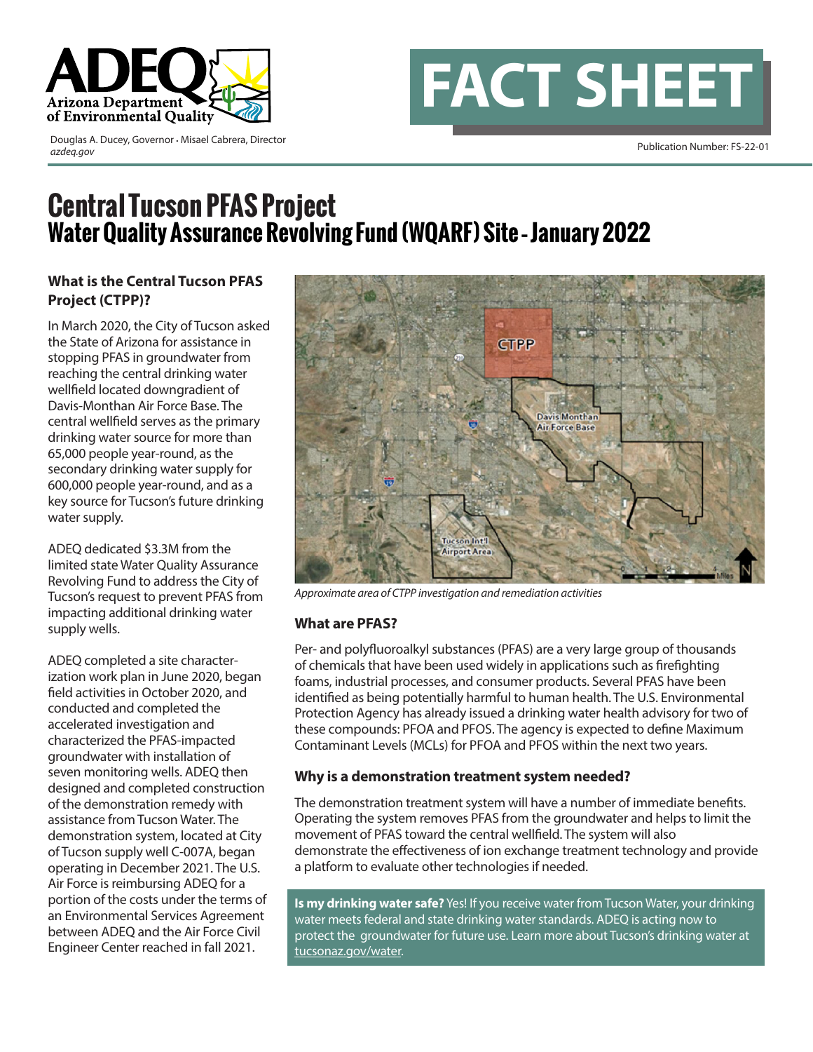ADEQ Arizona Department of Environmental Quality

Douglas A. Ducey, Governor • Misael Cabrera, Director
*azdeq.gov*

# FACT SHEET

Publication Number: FS-22-01

# Central Tucson PFAS Project

## Water Quality Assurance Revolving Fund (WQARF) Site - January 2022

### What is the Central Tucson PFAS Project (CTPP)?

In March 2020, the City of Tucson asked the State of Arizona for assistance in stopping PFAS in groundwater from reaching the central drinking water wellfield located downgradient of Davis-Monthan Air Force Base. The central wellfield serves as the primary drinking water source for more than 65,000 people year-round, as the secondary drinking water supply for 600,000 people year-round, and as a key source for Tucson's future drinking water supply.

ADEQ dedicated $3.3M from the limited state Water Quality Assurance Revolving Fund to address the City of Tucson's request to prevent PFAS from impacting additional drinking water supply wells.

ADEQ completed a site characterization work plan in June 2020, began field activities in October 2020, and conducted and completed the accelerated investigation and characterized the PFAS-impacted groundwater with installation of seven monitoring wells. ADEQ then designed and completed construction of the demonstration remedy with assistance from Tucson Water. The demonstration system, located at City of Tucson supply well C-007A, began operating in December 2021. The U.S. Air Force is reimbursing ADEQ for a portion of the costs under the terms of an Environmental Services Agreement between ADEQ and the Air Force Civil Engineer Center reached in fall 2021.

*Approximate area of CTPP investigation and remediation activities*

### What are PFAS?

Per- and polyfluoroalkyl substances (PFAS) are a very large group of thousands of chemicals that have been used widely in applications such as firefighting foams, industrial processes, and consumer products. Several PFAS have been identified as being potentially harmful to human health. The U.S. Environmental Protection Agency has already issued a drinking water health advisory for two of these compounds: PFOA and PFOS. The agency is expected to define Maximum Contaminant Levels (MCLs) for PFOA and PFOS within the next two years.

### Why is a demonstration treatment system needed?

The demonstration treatment system will have a number of immediate benefits. Operating the system removes PFAS from the groundwater and helps to limit the movement of PFAS toward the central wellfield. The system will also demonstrate the effectiveness of ion exchange treatment technology and provide a platform to evaluate other technologies if needed.

**Is my drinking water safe?** Yes! If you receive water from Tucson Water, your drinking water meets federal and state drinking water standards. ADEQ is acting now to protect the groundwater for future use. Learn more about Tucson's drinking water at tucsonaz.gov/water.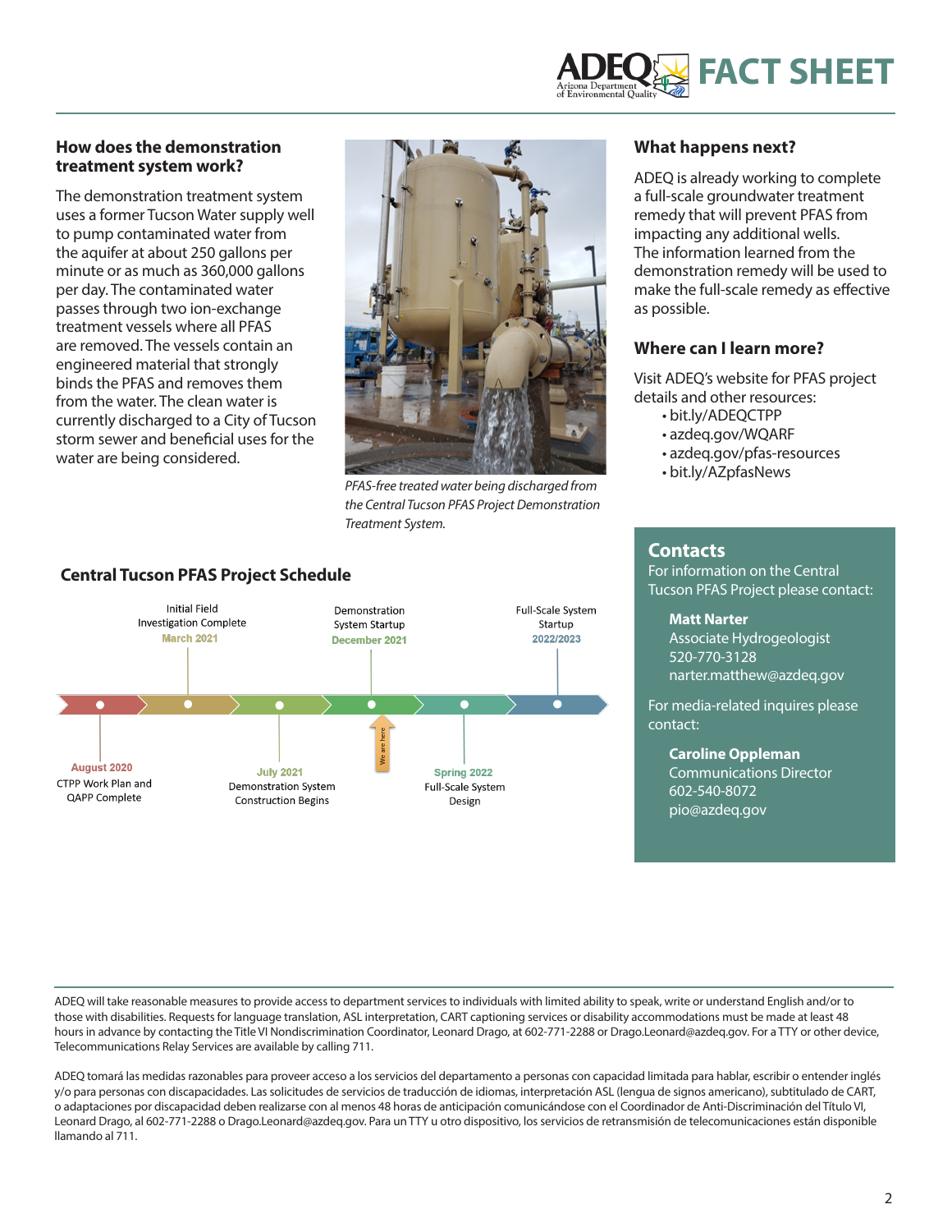# FACT SHEET

## How does the demonstration treatment system work?

The demonstration treatment system uses a former Tucson Water supply well to pump contaminated water from the aquifer at about 250 gallons per minute or as much as 360,000 gallons per day. The contaminated water passes through two ion-exchange treatment vessels where all PFAS are removed. The vessels contain an engineered material that strongly binds the PFAS and removes them from the water. The clean water is currently discharged to a City of Tucson storm sewer and beneficial uses for the water are being considered.

*PFAS-free treated water being discharged from the Central Tucson PFAS Project Demonstration Treatment System.*

## Central Tucson PFAS Project Schedule

August 2020
CTPP Work Plan and QAPP Complete

Initial Field Investigation Complete
March 2021

July 2021
Demonstration System Construction Begins

Demonstration System Startup
December 2021

We are here

Spring 2022
Full-Scale System Design

Full-Scale System Startup
2022/2023

## What happens next?

ADEQ is already working to complete a full-scale groundwater treatment remedy that will prevent PFAS from impacting any additional wells. The information learned from the demonstration remedy will be used to make the full-scale remedy as effective as possible.

## Where can I learn more?

Visit ADEQ's website for PFAS project details and other resources:

- bit.ly/ADEQCTPP
- azdeq.gov/WQARF
- azdeq.gov/pfas-resources
- bit.ly/AZpfasNews

## Contacts

For information on the Central Tucson PFAS Project please contact:

**Matt Narter**
Associate Hydrogeologist
520-770-3128
narter.matthew@azdeq.gov

For media-related inquires please contact:

**Caroline Oppleman**
Communications Director
602-540-8072
pio@azdeq.gov

---

ADEQ will take reasonable measures to provide access to department services to individuals with limited ability to speak, write or understand English and/or to those with disabilities. Requests for language translation, ASL interpretation, CART captioning services or disability accommodations must be made at least 48 hours in advance by contacting the Title VI Nondiscrimination Coordinator, Leonard Drago, at 602-771-2288 or Drago.Leonard@azdeq.gov. For a TTY or other device, Telecommunications Relay Services are available by calling 711.

ADEQ tomará las medidas razonables para proveer acceso a los servicios del departamento a personas con capacidad limitada para hablar, escribir o entender inglés y/o para personas con discapacidades. Las solicitudes de servicios de traducción de idiomas, interpretación ASL (lengua de signos americano), subtitulado de CART, o adaptaciones por discapacidad deben realizarse con al menos 48 horas de anticipación comunicándose con el Coordinador de Anti-Discriminación del Título VI, Leonard Drago, al 602-771-2288 o Drago.Leonard@azdeq.gov. Para un TTY u otro dispositivo, los servicios de retransmisión de telecomunicaciones están disponible llamando al 711.